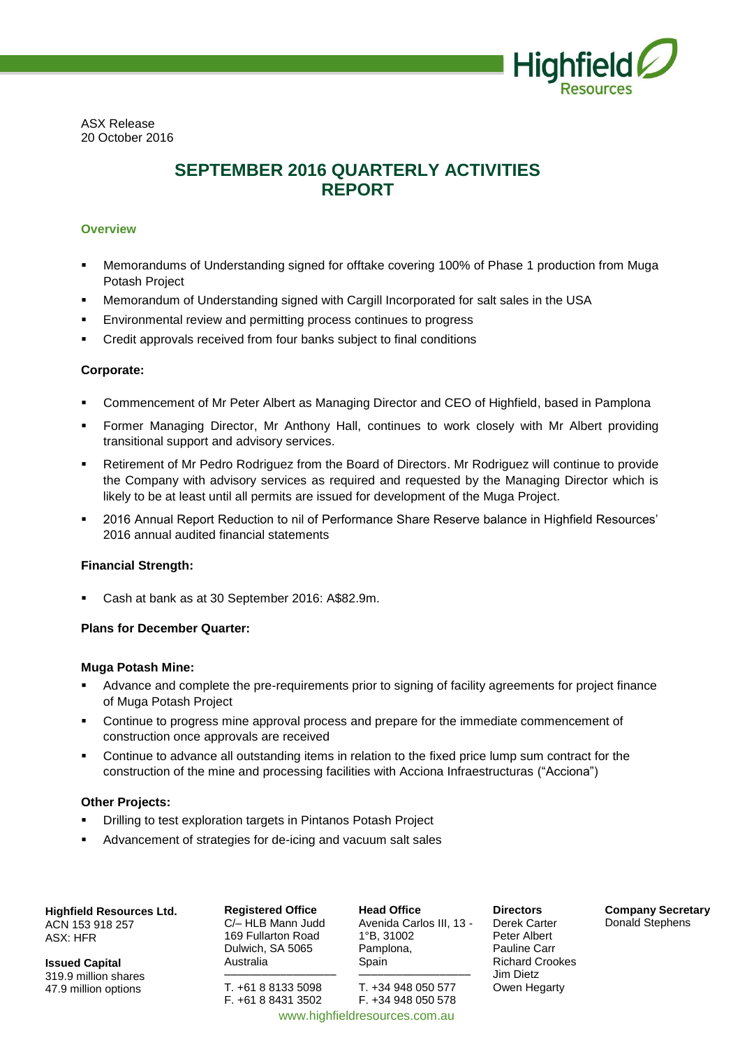ASX Release
20 October 2016

# SEPTEMBER 2016 QUARTERLY ACTIVITIES REPORT

### Overview

- Memorandums of Understanding signed for offtake covering 100% of Phase 1 production from Muga Potash Project
- Memorandum of Understanding signed with Cargill Incorporated for salt sales in the USA
- Environmental review and permitting process continues to progress
- Credit approvals received from four banks subject to final conditions

**Corporate:**

- Commencement of Mr Peter Albert as Managing Director and CEO of Highfield, based in Pamplona
- Former Managing Director, Mr Anthony Hall, continues to work closely with Mr Albert providing transitional support and advisory services.
- Retirement of Mr Pedro Rodriguez from the Board of Directors. Mr Rodriguez will continue to provide the Company with advisory services as required and requested by the Managing Director which is likely to be at least until all permits are issued for development of the Muga Project.
- 2016 Annual Report Reduction to nil of Performance Share Reserve balance in Highfield Resources' 2016 annual audited financial statements

**Financial Strength:**

- Cash at bank as at 30 September 2016: A$82.9m.

**Plans for December Quarter:**

**Muga Potash Mine:**

- Advance and complete the pre-requirements prior to signing of facility agreements for project finance of Muga Potash Project
- Continue to progress mine approval process and prepare for the immediate commencement of construction once approvals are received
- Continue to advance all outstanding items in relation to the fixed price lump sum contract for the construction of the mine and processing facilities with Acciona Infraestructuras ("Acciona")

**Other Projects:**

- Drilling to test exploration targets in Pintanos Potash Project
- Advancement of strategies for de-icing and vacuum salt sales

**Highfield Resources Ltd.**
ACN 153 918 257
ASX: HFR

**Issued Capital**
319.9 million shares
47.9 million options

**Registered Office**
C/– HLB Mann Judd
169 Fullarton Road
Dulwich, SA 5065
Australia
T. +61 8 8133 5098
F. +61 8 8431 3502

**Head Office**
Avenida Carlos III, 13 - 1°B, 31002
Pamplona,
Spain
T. +34 948 050 577
F. +34 948 050 578

**Directors**
Derek Carter
Peter Albert
Pauline Carr
Richard Crookes
Jim Dietz
Owen Hegarty

**Company Secretary**
Donald Stephens

www.highfieldresources.com.au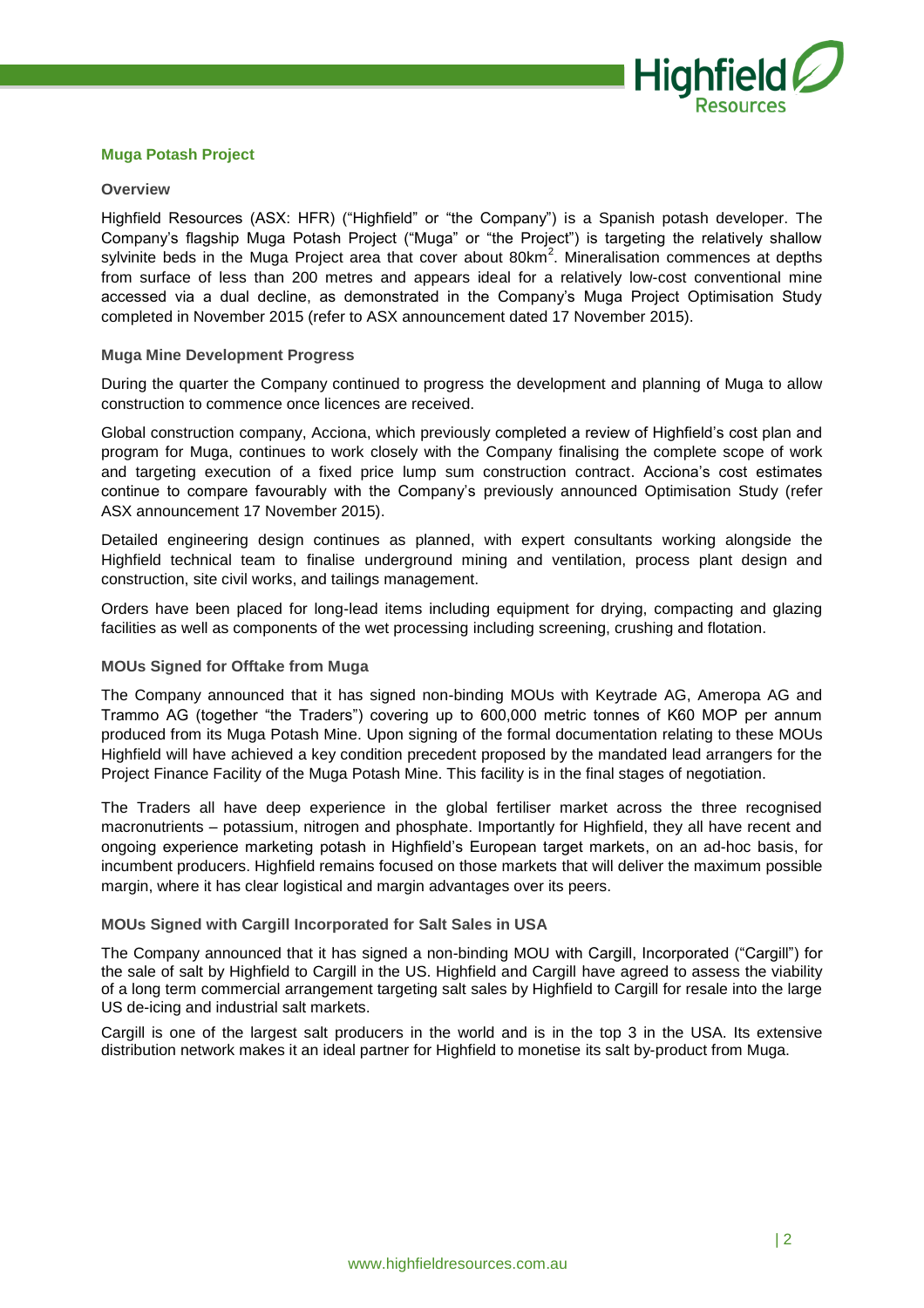## Muga Potash Project

### Overview

Highfield Resources (ASX: HFR) ("Highfield" or "the Company") is a Spanish potash developer. The Company's flagship Muga Potash Project ("Muga" or "the Project") is targeting the relatively shallow sylvinite beds in the Muga Project area that cover about $80km^2$. Mineralisation commences at depths from surface of less than 200 metres and appears ideal for a relatively low-cost conventional mine accessed via a dual decline, as demonstrated in the Company's Muga Project Optimisation Study completed in November 2015 (refer to ASX announcement dated 17 November 2015).

### Muga Mine Development Progress

During the quarter the Company continued to progress the development and planning of Muga to allow construction to commence once licences are received.

Global construction company, Acciona, which previously completed a review of Highfield's cost plan and program for Muga, continues to work closely with the Company finalising the complete scope of work and targeting execution of a fixed price lump sum construction contract. Acciona's cost estimates continue to compare favourably with the Company's previously announced Optimisation Study (refer ASX announcement 17 November 2015).

Detailed engineering design continues as planned, with expert consultants working alongside the Highfield technical team to finalise underground mining and ventilation, process plant design and construction, site civil works, and tailings management.

Orders have been placed for long-lead items including equipment for drying, compacting and glazing facilities as well as components of the wet processing including screening, crushing and flotation.

### MOUs Signed for Offtake from Muga

The Company announced that it has signed non-binding MOUs with Keytrade AG, Ameropa AG and Trammo AG (together "the Traders") covering up to 600,000 metric tonnes of K60 MOP per annum produced from its Muga Potash Mine. Upon signing of the formal documentation relating to these MOUs Highfield will have achieved a key condition precedent proposed by the mandated lead arrangers for the Project Finance Facility of the Muga Potash Mine. This facility is in the final stages of negotiation.

The Traders all have deep experience in the global fertiliser market across the three recognised macronutrients – potassium, nitrogen and phosphate. Importantly for Highfield, they all have recent and ongoing experience marketing potash in Highfield's European target markets, on an ad-hoc basis, for incumbent producers. Highfield remains focused on those markets that will deliver the maximum possible margin, where it has clear logistical and margin advantages over its peers.

### MOUs Signed with Cargill Incorporated for Salt Sales in USA

The Company announced that it has signed a non-binding MOU with Cargill, Incorporated ("Cargill") for the sale of salt by Highfield to Cargill in the US. Highfield and Cargill have agreed to assess the viability of a long term commercial arrangement targeting salt sales by Highfield to Cargill for resale into the large US de-icing and industrial salt markets.

Cargill is one of the largest salt producers in the world and is in the top 3 in the USA. Its extensive distribution network makes it an ideal partner for Highfield to monetise its salt by-product from Muga.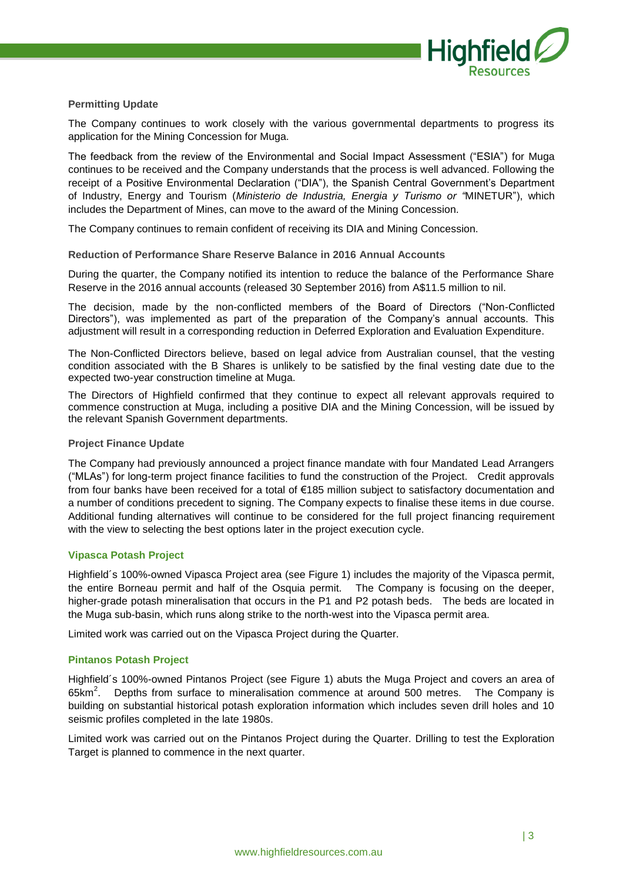### Permitting Update

The Company continues to work closely with the various governmental departments to progress its application for the Mining Concession for Muga.

The feedback from the review of the Environmental and Social Impact Assessment ("ESIA") for Muga continues to be received and the Company understands that the process is well advanced. Following the receipt of a Positive Environmental Declaration ("DIA"), the Spanish Central Government's Department of Industry, Energy and Tourism (*Ministerio de Industria, Energia y Turismo or "*MINETUR"), which includes the Department of Mines, can move to the award of the Mining Concession.

The Company continues to remain confident of receiving its DIA and Mining Concession.

### Reduction of Performance Share Reserve Balance in 2016 Annual Accounts

During the quarter, the Company notified its intention to reduce the balance of the Performance Share Reserve in the 2016 annual accounts (released 30 September 2016) from A$11.5 million to nil.

The decision, made by the non-conflicted members of the Board of Directors ("Non-Conflicted Directors"), was implemented as part of the preparation of the Company's annual accounts. This adjustment will result in a corresponding reduction in Deferred Exploration and Evaluation Expenditure.

The Non-Conflicted Directors believe, based on legal advice from Australian counsel, that the vesting condition associated with the B Shares is unlikely to be satisfied by the final vesting date due to the expected two-year construction timeline at Muga.

The Directors of Highfield confirmed that they continue to expect all relevant approvals required to commence construction at Muga, including a positive DIA and the Mining Concession, will be issued by the relevant Spanish Government departments.

### Project Finance Update

The Company had previously announced a project finance mandate with four Mandated Lead Arrangers ("MLAs") for long-term project finance facilities to fund the construction of the Project. Credit approvals from four banks have been received for a total of €185 million subject to satisfactory documentation and a number of conditions precedent to signing. The Company expects to finalise these items in due course. Additional funding alternatives will continue to be considered for the full project financing requirement with the view to selecting the best options later in the project execution cycle.

## Vipasca Potash Project

Highfield´s 100%-owned Vipasca Project area (see Figure 1) includes the majority of the Vipasca permit, the entire Borneau permit and half of the Osquia permit. The Company is focusing on the deeper, higher-grade potash mineralisation that occurs in the P1 and P2 potash beds. The beds are located in the Muga sub-basin, which runs along strike to the north-west into the Vipasca permit area.

Limited work was carried out on the Vipasca Project during the Quarter.

## Pintanos Potash Project

Highfield´s 100%-owned Pintanos Project (see Figure 1) abuts the Muga Project and covers an area of 65km$^2$. Depths from surface to mineralisation commence at around 500 metres. The Company is building on substantial historical potash exploration information which includes seven drill holes and 10 seismic profiles completed in the late 1980s.

Limited work was carried out on the Pintanos Project during the Quarter. Drilling to test the Exploration Target is planned to commence in the next quarter.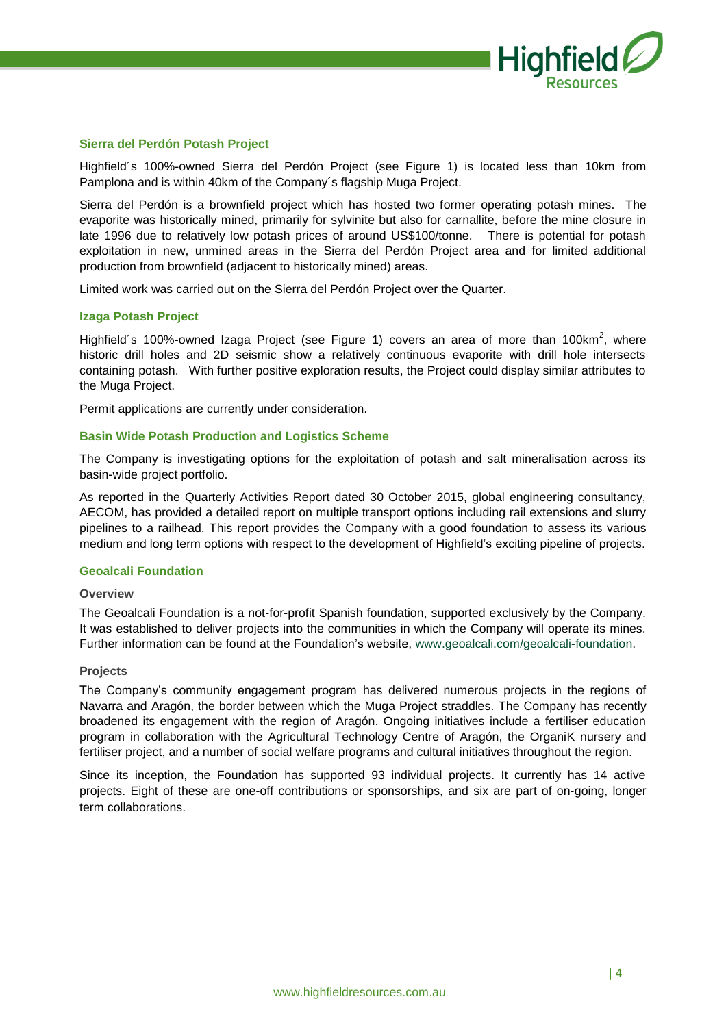### Sierra del Perdón Potash Project

Highfield´s 100%-owned Sierra del Perdón Project (see Figure 1) is located less than 10km from Pamplona and is within 40km of the Company´s flagship Muga Project.

Sierra del Perdón is a brownfield project which has hosted two former operating potash mines. The evaporite was historically mined, primarily for sylvinite but also for carnallite, before the mine closure in late 1996 due to relatively low potash prices of around US$100/tonne. There is potential for potash exploitation in new, unmined areas in the Sierra del Perdón Project area and for limited additional production from brownfield (adjacent to historically mined) areas.

Limited work was carried out on the Sierra del Perdón Project over the Quarter.

### Izaga Potash Project

Highfield´s 100%-owned Izaga Project (see Figure 1) covers an area of more than 100km$^2$, where historic drill holes and 2D seismic show a relatively continuous evaporite with drill hole intersects containing potash. With further positive exploration results, the Project could display similar attributes to the Muga Project.

Permit applications are currently under consideration.

### Basin Wide Potash Production and Logistics Scheme

The Company is investigating options for the exploitation of potash and salt mineralisation across its basin-wide project portfolio.

As reported in the Quarterly Activities Report dated 30 October 2015, global engineering consultancy, AECOM, has provided a detailed report on multiple transport options including rail extensions and slurry pipelines to a railhead. This report provides the Company with a good foundation to assess its various medium and long term options with respect to the development of Highfield's exciting pipeline of projects.

### Geoalcali Foundation

#### Overview

The Geoalcali Foundation is a not-for-profit Spanish foundation, supported exclusively by the Company. It was established to deliver projects into the communities in which the Company will operate its mines. Further information can be found at the Foundation's website, www.geoalcali.com/geoalcali-foundation.

#### Projects

The Company's community engagement program has delivered numerous projects in the regions of Navarra and Aragón, the border between which the Muga Project straddles. The Company has recently broadened its engagement with the region of Aragón. Ongoing initiatives include a fertiliser education program in collaboration with the Agricultural Technology Centre of Aragón, the OrganiK nursery and fertiliser project, and a number of social welfare programs and cultural initiatives throughout the region.

Since its inception, the Foundation has supported 93 individual projects. It currently has 14 active projects. Eight of these are one-off contributions or sponsorships, and six are part of on-going, longer term collaborations.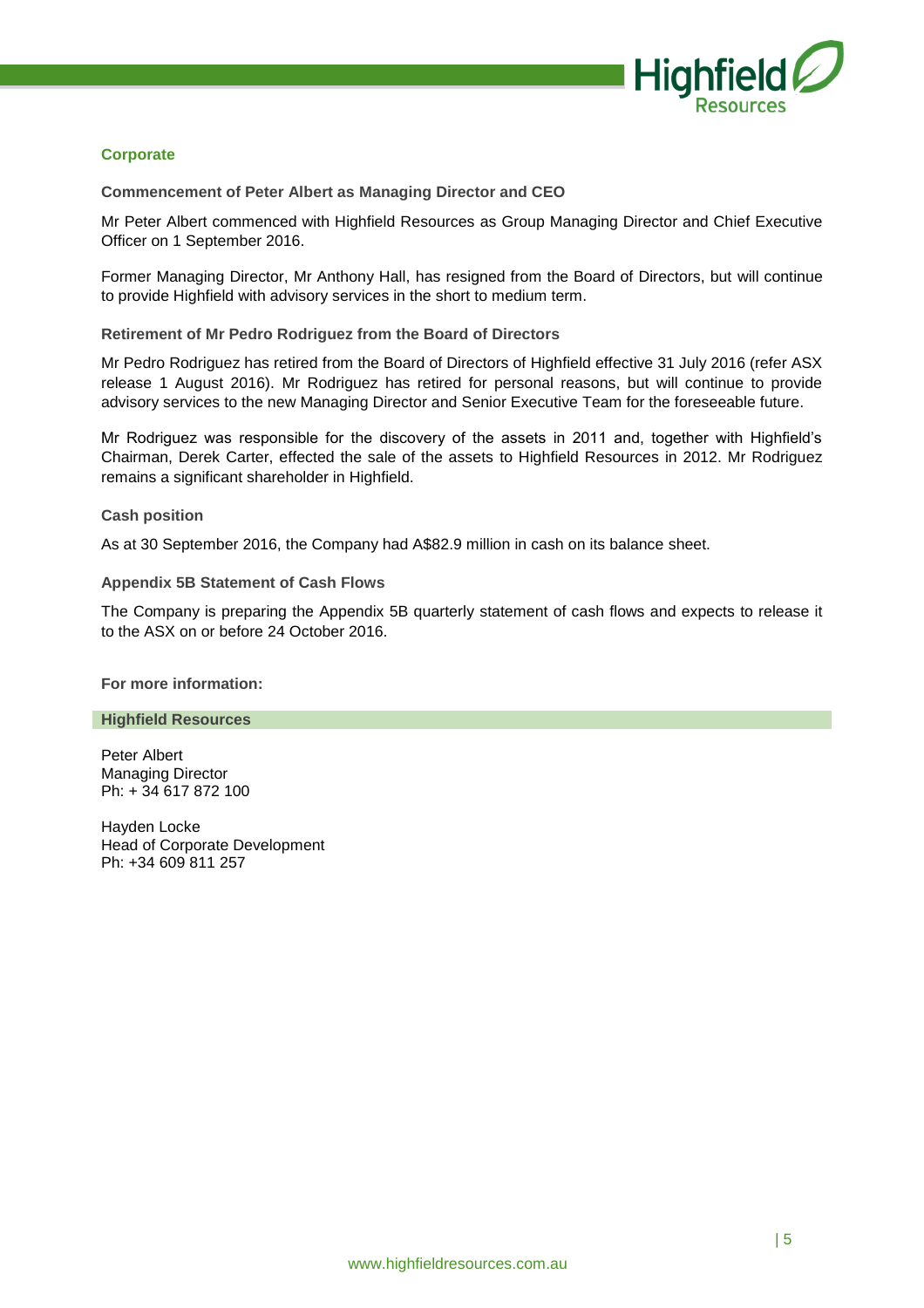## Corporate

### Commencement of Peter Albert as Managing Director and CEO

Mr Peter Albert commenced with Highfield Resources as Group Managing Director and Chief Executive Officer on 1 September 2016.

Former Managing Director, Mr Anthony Hall, has resigned from the Board of Directors, but will continue to provide Highfield with advisory services in the short to medium term.

### Retirement of Mr Pedro Rodriguez from the Board of Directors

Mr Pedro Rodriguez has retired from the Board of Directors of Highfield effective 31 July 2016 (refer ASX release 1 August 2016). Mr Rodriguez has retired for personal reasons, but will continue to provide advisory services to the new Managing Director and Senior Executive Team for the foreseeable future.

Mr Rodriguez was responsible for the discovery of the assets in 2011 and, together with Highfield's Chairman, Derek Carter, effected the sale of the assets to Highfield Resources in 2012. Mr Rodriguez remains a significant shareholder in Highfield.

### Cash position

As at 30 September 2016, the Company had A$82.9 million in cash on its balance sheet.

### Appendix 5B Statement of Cash Flows

The Company is preparing the Appendix 5B quarterly statement of cash flows and expects to release it to the ASX on or before 24 October 2016.

**For more information:**

**Highfield Resources**

Peter Albert
Managing Director
Ph: + 34 617 872 100

Hayden Locke
Head of Corporate Development
Ph: +34 609 811 257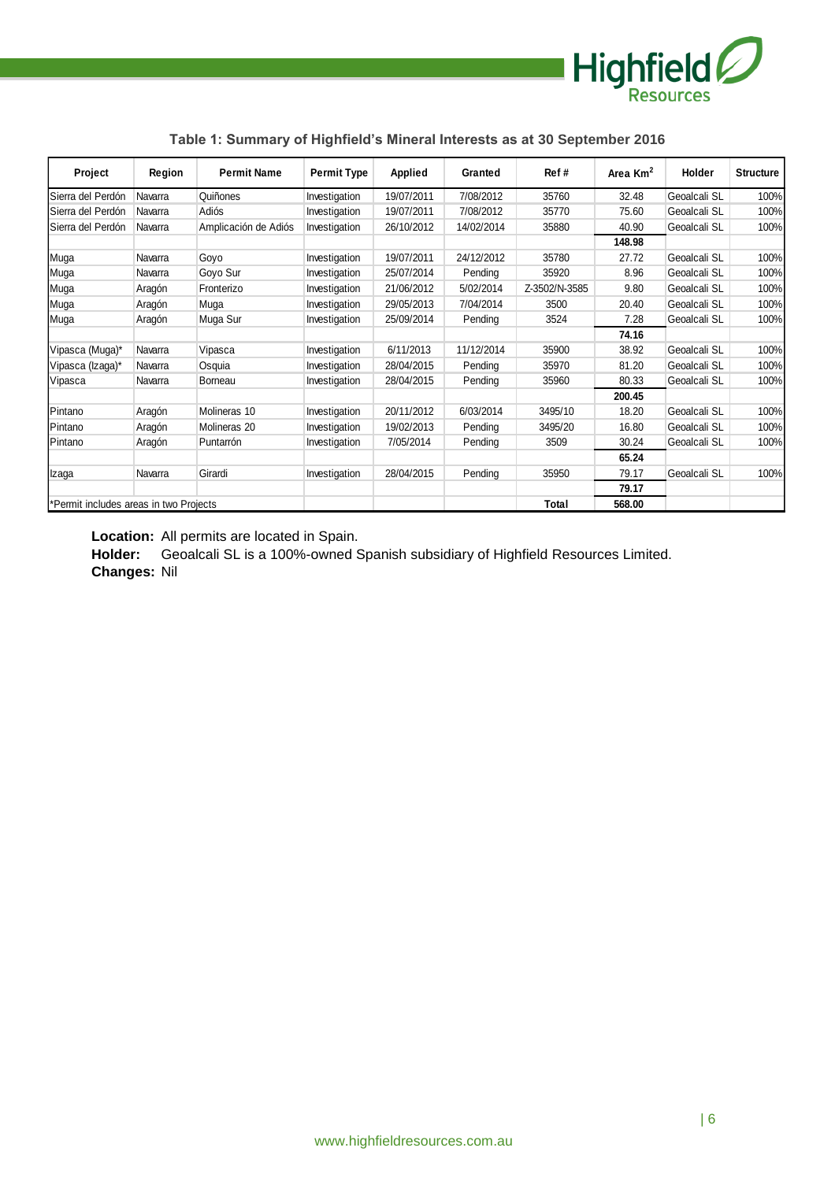**Table 1: Summary of Highfield's Mineral Interests as at 30 September 2016**

| Project | Region | Permit Name | Permit Type | Applied | Granted | Ref # | Area $Km^2$ | Holder | Structure |
|---|---|---|---|---|---|---|---|---|---|
| Sierra del Perdón | Navarra | Quiñones | Investigation | 19/07/2011 | 7/08/2012 | 35760 | 32.48 | Geoalcali SL | 100% |
| Sierra del Perdón | Navarra | Adiós | Investigation | 19/07/2011 | 7/08/2012 | 35770 | 75.60 | Geoalcali SL | 100% |
| Sierra del Perdón | Navarra | Amplicación de Adiós | Investigation | 26/10/2012 | 14/02/2014 | 35880 | 40.90 | Geoalcali SL | 100% |
| | | | | | | | **148.98** | | |
| Muga | Navarra | Goyo | Investigation | 19/07/2011 | 24/12/2012 | 35780 | 27.72 | Geoalcali SL | 100% |
| Muga | Navarra | Goyo Sur | Investigation | 25/07/2014 | Pending | 35920 | 8.96 | Geoalcali SL | 100% |
| Muga | Aragón | Fronterizo | Investigation | 21/06/2012 | 5/02/2014 | Z-3502/N-3585 | 9.80 | Geoalcali SL | 100% |
| Muga | Aragón | Muga | Investigation | 29/05/2013 | 7/04/2014 | 3500 | 20.40 | Geoalcali SL | 100% |
| Muga | Aragón | Muga Sur | Investigation | 25/09/2014 | Pending | 3524 | 7.28 | Geoalcali SL | 100% |
| | | | | | | | **74.16** | | |
| Vipasca (Muga)* | Navarra | Vipasca | Investigation | 6/11/2013 | 11/12/2014 | 35900 | 38.92 | Geoalcali SL | 100% |
| Vipasca (Izaga)* | Navarra | Osquia | Investigation | 28/04/2015 | Pending | 35970 | 81.20 | Geoalcali SL | 100% |
| Vipasca | Navarra | Borneau | Investigation | 28/04/2015 | Pending | 35960 | 80.33 | Geoalcali SL | 100% |
| | | | | | | | **200.45** | | |
| Pintano | Aragón | Molineras 10 | Investigation | 20/11/2012 | 6/03/2014 | 3495/10 | 18.20 | Geoalcali SL | 100% |
| Pintano | Aragón | Molineras 20 | Investigation | 19/02/2013 | Pending | 3495/20 | 16.80 | Geoalcali SL | 100% |
| Pintano | Aragón | Puntarrón | Investigation | 7/05/2014 | Pending | 3509 | 30.24 | Geoalcali SL | 100% |
| | | | | | | | **65.24** | | |
| Izaga | Navarra | Girardi | Investigation | 28/04/2015 | Pending | 35950 | 79.17 | Geoalcali SL | 100% |
| | | | | | | | **79.17** | | |
| *Permit includes areas in two Projects | | | | | | **Total** | **568.00** | | |

**Location:** All permits are located in Spain.
**Holder:** Geoalcali SL is a 100%-owned Spanish subsidiary of Highfield Resources Limited.
**Changes:** Nil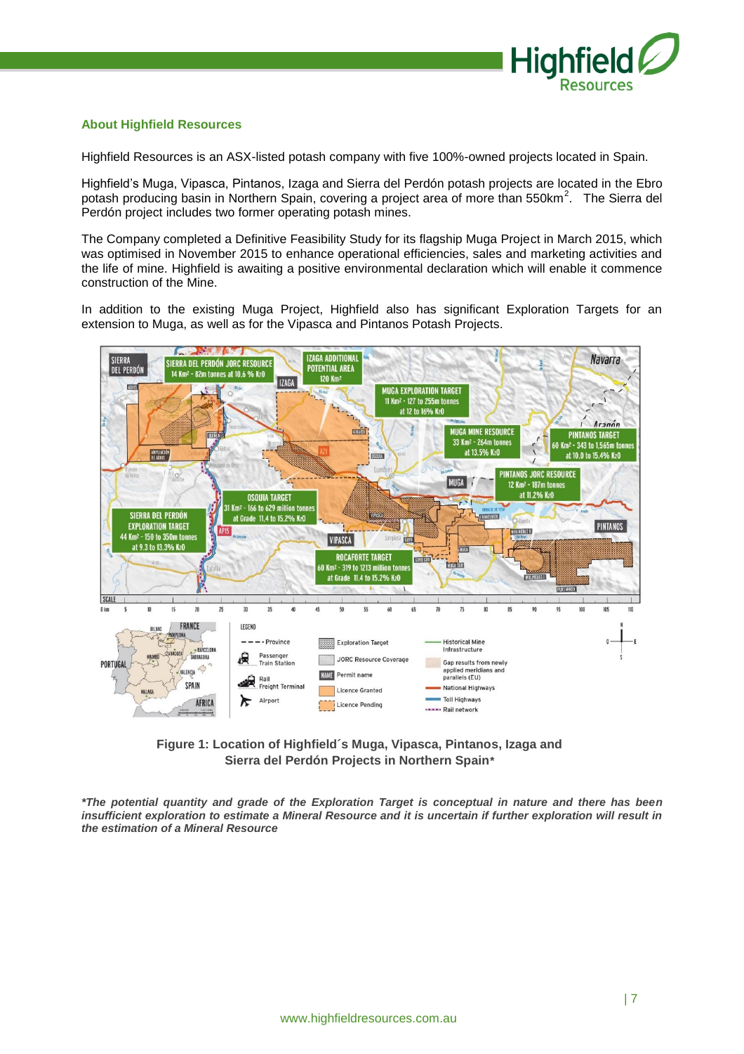### About Highfield Resources

Highfield Resources is an ASX-listed potash company with five 100%-owned projects located in Spain.

Highfield's Muga, Vipasca, Pintanos, Izaga and Sierra del Perdón potash projects are located in the Ebro potash producing basin in Northern Spain, covering a project area of more than 550km$^2$. The Sierra del Perdón project includes two former operating potash mines.

The Company completed a Definitive Feasibility Study for its flagship Muga Project in March 2015, which was optimised in November 2015 to enhance operational efficiencies, sales and marketing activities and the life of mine. Highfield is awaiting a positive environmental declaration which will enable it commence construction of the Mine.

In addition to the existing Muga Project, Highfield also has significant Exploration Targets for an extension to Muga, as well as for the Vipasca and Pintanos Potash Projects.

**Figure 1: Location of Highfield´s Muga, Vipasca, Pintanos, Izaga and Sierra del Perdón Projects in Northern Spain***

****The potential quantity and grade of the Exploration Target is conceptual in nature and there has been insufficient exploration to estimate a Mineral Resource and it is uncertain if further exploration will result in the estimation of a Mineral Resource***